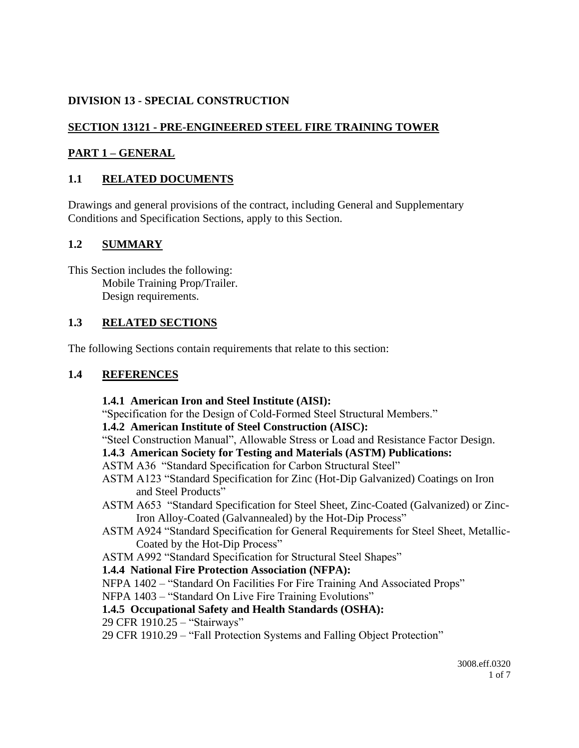# DIVISION 13 - SPECIAL CONSTRUCTION

## SECTION 13121 - PRE-ENGINEERED STEEL FIRE TRAINING TOWER

## PART 1 – GENERAL

### 1.1 RELATED DOCUMENTS

Drawings and general provisions of the contract, including General and Supplementary Conditions and Specification Sections, apply to this Section.

### 1.2 SUMMARY

This Section includes the following:

- Mobile Training Prop/Trailer.
- Design requirements.

### 1.3 RELATED SECTIONS

The following Sections contain requirements that relate to this section:

### 1.4 REFERENCES

**1.4.1 American Iron and Steel Institute (AISI):**

"Specification for the Design of Cold-Formed Steel Structural Members."

**1.4.2 American Institute of Steel Construction (AISC):**

"Steel Construction Manual", Allowable Stress or Load and Resistance Factor Design.

**1.4.3 American Society for Testing and Materials (ASTM) Publications:**

ASTM A36 "Standard Specification for Carbon Structural Steel"

ASTM A123 "Standard Specification for Zinc (Hot-Dip Galvanized) Coatings on Iron and Steel Products"

ASTM A653 "Standard Specification for Steel Sheet, Zinc-Coated (Galvanized) or Zinc-Iron Alloy-Coated (Galvannealed) by the Hot-Dip Process"

ASTM A924 "Standard Specification for General Requirements for Steel Sheet, Metallic-Coated by the Hot-Dip Process"

ASTM A992 "Standard Specification for Structural Steel Shapes"

**1.4.4 National Fire Protection Association (NFPA):**

NFPA 1402 – "Standard On Facilities For Fire Training And Associated Props"

NFPA 1403 – "Standard On Live Fire Training Evolutions"

**1.4.5 Occupational Safety and Health Standards (OSHA):**

29 CFR 1910.25 – "Stairways"

29 CFR 1910.29 – "Fall Protection Systems and Falling Object Protection"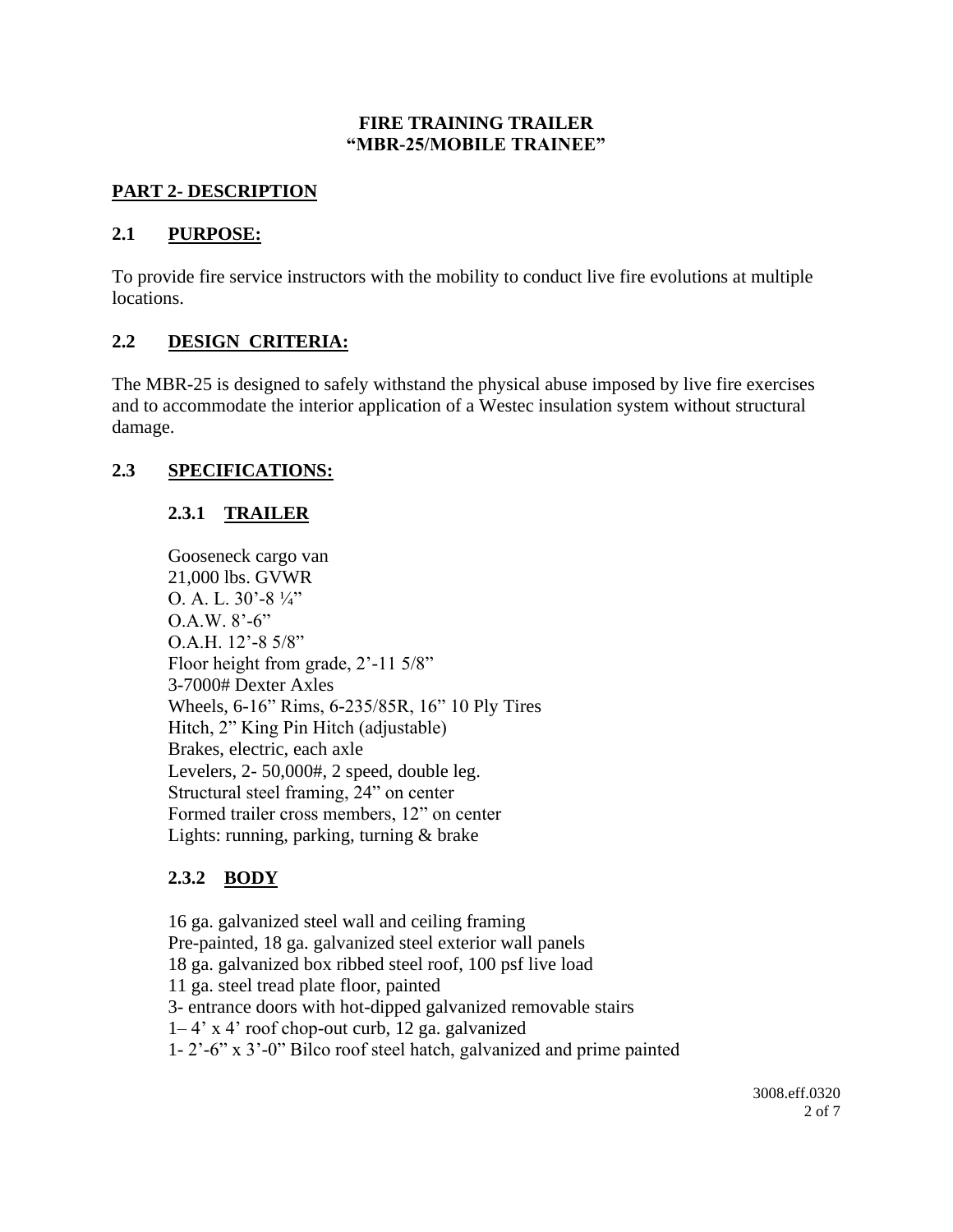**FIRE TRAINING TRAILER**
**"MBR-25/MOBILE TRAINEE"**

## PART 2- DESCRIPTION

### 2.1 PURPOSE:

To provide fire service instructors with the mobility to conduct live fire evolutions at multiple locations.

### 2.2 DESIGN CRITERIA:

The MBR-25 is designed to safely withstand the physical abuse imposed by live fire exercises and to accommodate the interior application of a Westec insulation system without structural damage.

### 2.3 SPECIFICATIONS:

#### 2.3.1 TRAILER

Gooseneck cargo van
21,000 lbs. GVWR
O. A. L. 30'-8 ¼"
O.A.W. 8'-6"
O.A.H. 12'-8 5/8"
Floor height from grade, 2'-11 5/8"
3-7000# Dexter Axles
Wheels, 6-16" Rims, 6-235/85R, 16" 10 Ply Tires
Hitch, 2" King Pin Hitch (adjustable)
Brakes, electric, each axle
Levelers, 2- 50,000#, 2 speed, double leg.
Structural steel framing, 24" on center
Formed trailer cross members, 12" on center
Lights: running, parking, turning & brake

#### 2.3.2 BODY

16 ga. galvanized steel wall and ceiling framing
Pre-painted, 18 ga. galvanized steel exterior wall panels
18 ga. galvanized box ribbed steel roof, 100 psf live load
11 ga. steel tread plate floor, painted
3- entrance doors with hot-dipped galvanized removable stairs
1– 4' x 4' roof chop-out curb, 12 ga. galvanized
1- 2'-6" x 3'-0" Bilco roof steel hatch, galvanized and prime painted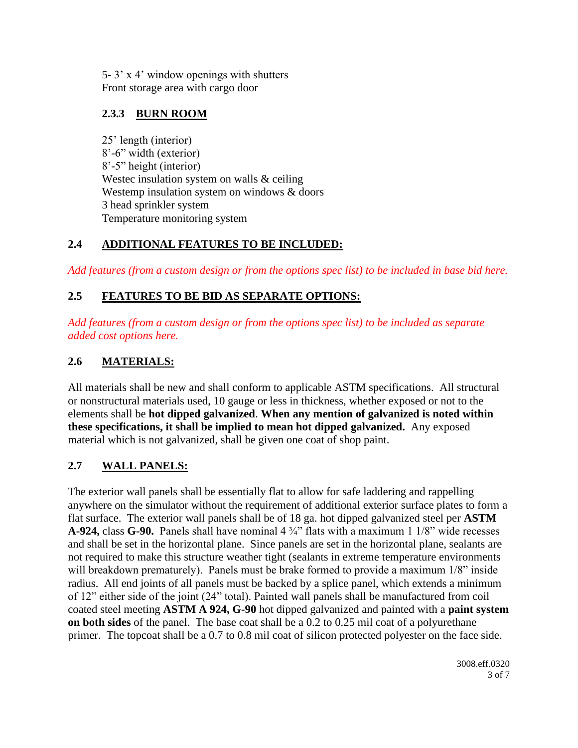5- 3’ x 4’ window openings with shutters
Front storage area with cargo door

### 2.3.3 BURN ROOM

25’ length (interior)
8’-6” width (exterior)
8’-5” height (interior)
Westec insulation system on walls & ceiling
Westemp insulation system on windows & doors
3 head sprinkler system
Temperature monitoring system

## 2.4 ADDITIONAL FEATURES TO BE INCLUDED:

*Add features (from a custom design or from the options spec list) to be included in base bid here.*

## 2.5 FEATURES TO BE BID AS SEPARATE OPTIONS:

*Add features (from a custom design or from the options spec list) to be included as separate added cost options here.*

## 2.6 MATERIALS:

All materials shall be new and shall conform to applicable ASTM specifications. All structural or nonstructural materials used, 10 gauge or less in thickness, whether exposed or not to the elements shall be **hot dipped galvanized**. **When any mention of galvanized is noted within these specifications, it shall be implied to mean hot dipped galvanized.** Any exposed material which is not galvanized, shall be given one coat of shop paint.

## 2.7 WALL PANELS:

The exterior wall panels shall be essentially flat to allow for safe laddering and rappelling anywhere on the simulator without the requirement of additional exterior surface plates to form a flat surface. The exterior wall panels shall be of 18 ga. hot dipped galvanized steel per **ASTM A-924,** class **G-90.** Panels shall have nominal 4 ¾” flats with a maximum 1 1/8” wide recesses and shall be set in the horizontal plane. Since panels are set in the horizontal plane, sealants are not required to make this structure weather tight (sealants in extreme temperature environments will breakdown prematurely). Panels must be brake formed to provide a maximum 1/8” inside radius. All end joints of all panels must be backed by a splice panel, which extends a minimum of 12” either side of the joint (24” total). Painted wall panels shall be manufactured from coil coated steel meeting **ASTM A 924, G-90** hot dipped galvanized and painted with a **paint system on both sides** of the panel. The base coat shall be a 0.2 to 0.25 mil coat of a polyurethane primer. The topcoat shall be a 0.7 to 0.8 mil coat of silicon protected polyester on the face side.

3008.eff.0320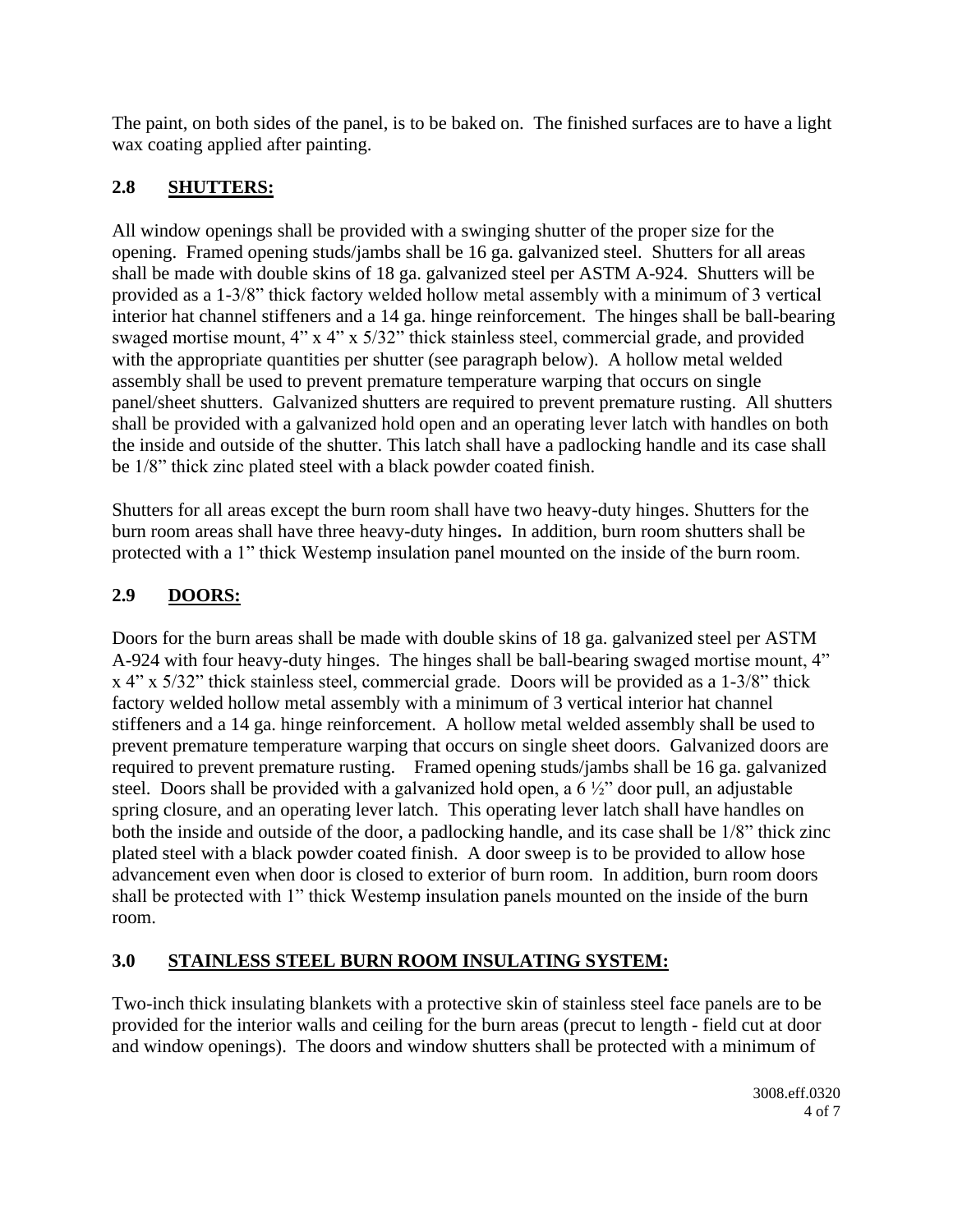The paint, on both sides of the panel, is to be baked on. The finished surfaces are to have a light wax coating applied after painting.

## 2.8 **SHUTTERS:**

All window openings shall be provided with a swinging shutter of the proper size for the opening. Framed opening studs/jambs shall be 16 ga. galvanized steel. Shutters for all areas shall be made with double skins of 18 ga. galvanized steel per ASTM A-924. Shutters will be provided as a 1-3/8" thick factory welded hollow metal assembly with a minimum of 3 vertical interior hat channel stiffeners and a 14 ga. hinge reinforcement. The hinges shall be ball-bearing swaged mortise mount, 4" x 4" x 5/32" thick stainless steel, commercial grade, and provided with the appropriate quantities per shutter (see paragraph below). A hollow metal welded assembly shall be used to prevent premature temperature warping that occurs on single panel/sheet shutters. Galvanized shutters are required to prevent premature rusting. All shutters shall be provided with a galvanized hold open and an operating lever latch with handles on both the inside and outside of the shutter. This latch shall have a padlocking handle and its case shall be 1/8" thick zinc plated steel with a black powder coated finish.

Shutters for all areas except the burn room shall have two heavy-duty hinges. Shutters for the burn room areas shall have three heavy-duty hinges**.** In addition, burn room shutters shall be protected with a 1" thick Westemp insulation panel mounted on the inside of the burn room.

## 2.9 **DOORS:**

Doors for the burn areas shall be made with double skins of 18 ga. galvanized steel per ASTM A-924 with four heavy-duty hinges. The hinges shall be ball-bearing swaged mortise mount, 4" x 4" x 5/32" thick stainless steel, commercial grade. Doors will be provided as a 1-3/8" thick factory welded hollow metal assembly with a minimum of 3 vertical interior hat channel stiffeners and a 14 ga. hinge reinforcement. A hollow metal welded assembly shall be used to prevent premature temperature warping that occurs on single sheet doors. Galvanized doors are required to prevent premature rusting. Framed opening studs/jambs shall be 16 ga. galvanized steel. Doors shall be provided with a galvanized hold open, a 6 ½" door pull, an adjustable spring closure, and an operating lever latch. This operating lever latch shall have handles on both the inside and outside of the door, a padlocking handle, and its case shall be 1/8" thick zinc plated steel with a black powder coated finish. A door sweep is to be provided to allow hose advancement even when door is closed to exterior of burn room. In addition, burn room doors shall be protected with 1" thick Westemp insulation panels mounted on the inside of the burn room.

## 3.0 **STAINLESS STEEL BURN ROOM INSULATING SYSTEM:**

Two-inch thick insulating blankets with a protective skin of stainless steel face panels are to be provided for the interior walls and ceiling for the burn areas (precut to length - field cut at door and window openings). The doors and window shutters shall be protected with a minimum of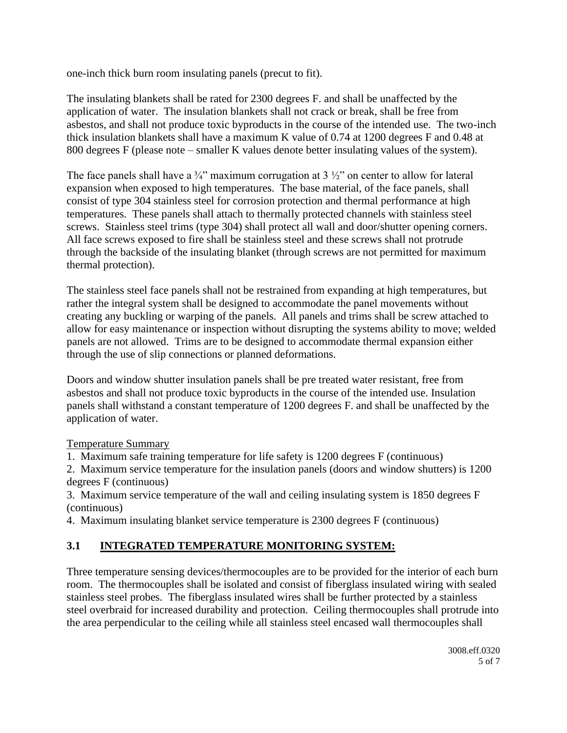one-inch thick burn room insulating panels (precut to fit).

The insulating blankets shall be rated for 2300 degrees F. and shall be unaffected by the application of water. The insulation blankets shall not crack or break, shall be free from asbestos, and shall not produce toxic byproducts in the course of the intended use. The two-inch thick insulation blankets shall have a maximum K value of 0.74 at 1200 degrees F and 0.48 at 800 degrees F (please note – smaller K values denote better insulating values of the system).

The face panels shall have a ¾" maximum corrugation at 3 ½" on center to allow for lateral expansion when exposed to high temperatures. The base material, of the face panels, shall consist of type 304 stainless steel for corrosion protection and thermal performance at high temperatures. These panels shall attach to thermally protected channels with stainless steel screws. Stainless steel trims (type 304) shall protect all wall and door/shutter opening corners. All face screws exposed to fire shall be stainless steel and these screws shall not protrude through the backside of the insulating blanket (through screws are not permitted for maximum thermal protection).

The stainless steel face panels shall not be restrained from expanding at high temperatures, but rather the integral system shall be designed to accommodate the panel movements without creating any buckling or warping of the panels. All panels and trims shall be screw attached to allow for easy maintenance or inspection without disrupting the systems ability to move; welded panels are not allowed. Trims are to be designed to accommodate thermal expansion either through the use of slip connections or planned deformations.

Doors and window shutter insulation panels shall be pre treated water resistant, free from asbestos and shall not produce toxic byproducts in the course of the intended use. Insulation panels shall withstand a constant temperature of 1200 degrees F. and shall be unaffected by the application of water.

<u>Temperature Summary</u>

1. Maximum safe training temperature for life safety is 1200 degrees F (continuous)
2. Maximum service temperature for the insulation panels (doors and window shutters) is 1200 degrees F (continuous)
3. Maximum service temperature of the wall and ceiling insulating system is 1850 degrees F (continuous)
4. Maximum insulating blanket service temperature is 2300 degrees F (continuous)

## 3.1 INTEGRATED TEMPERATURE MONITORING SYSTEM:

Three temperature sensing devices/thermocouples are to be provided for the interior of each burn room. The thermocouples shall be isolated and consist of fiberglass insulated wiring with sealed stainless steel probes. The fiberglass insulated wires shall be further protected by a stainless steel overbraid for increased durability and protection. Ceiling thermocouples shall protrude into the area perpendicular to the ceiling while all stainless steel encased wall thermocouples shall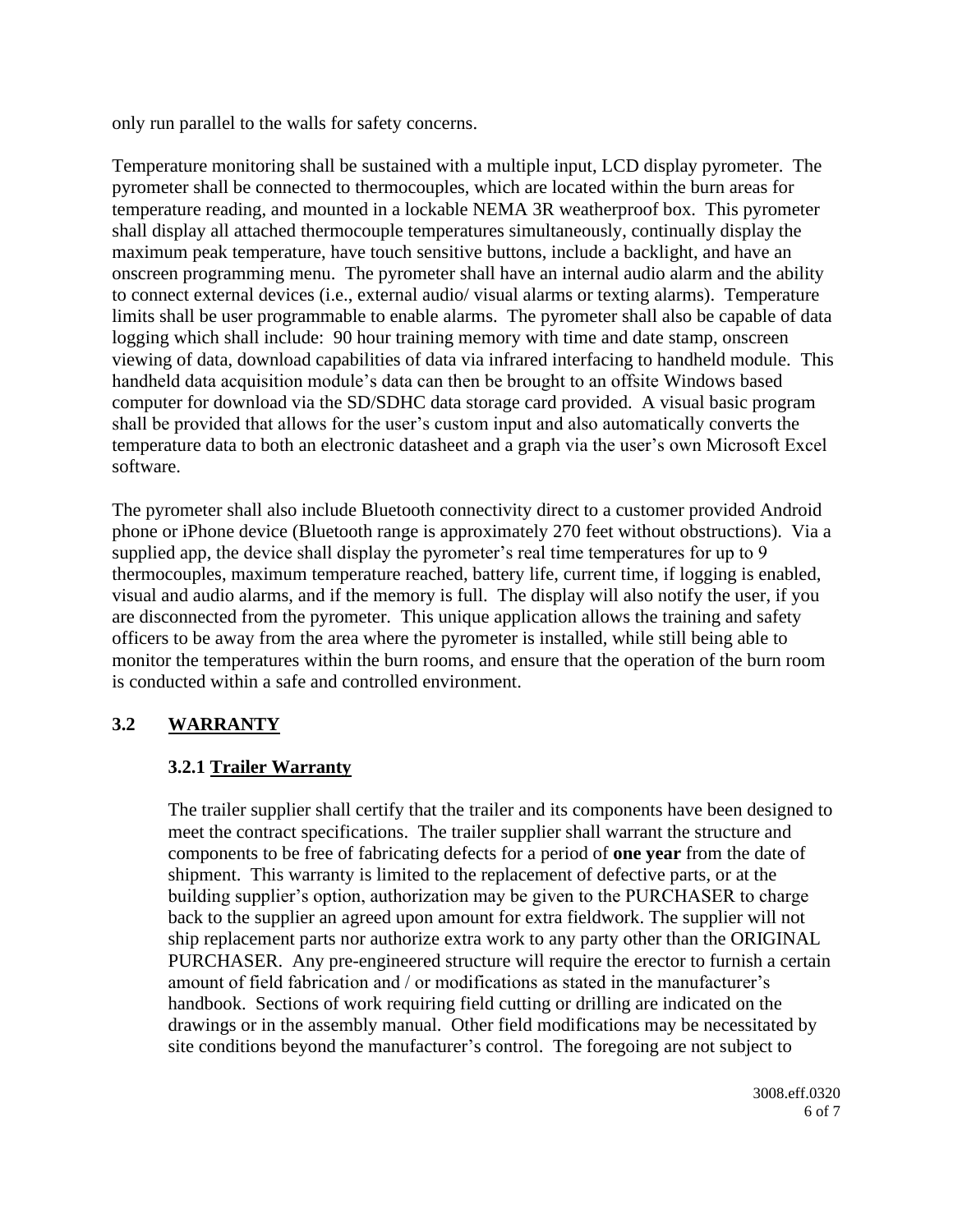only run parallel to the walls for safety concerns.

Temperature monitoring shall be sustained with a multiple input, LCD display pyrometer. The pyrometer shall be connected to thermocouples, which are located within the burn areas for temperature reading, and mounted in a lockable NEMA 3R weatherproof box. This pyrometer shall display all attached thermocouple temperatures simultaneously, continually display the maximum peak temperature, have touch sensitive buttons, include a backlight, and have an onscreen programming menu. The pyrometer shall have an internal audio alarm and the ability to connect external devices (i.e., external audio/ visual alarms or texting alarms). Temperature limits shall be user programmable to enable alarms. The pyrometer shall also be capable of data logging which shall include: 90 hour training memory with time and date stamp, onscreen viewing of data, download capabilities of data via infrared interfacing to handheld module. This handheld data acquisition module's data can then be brought to an offsite Windows based computer for download via the SD/SDHC data storage card provided. A visual basic program shall be provided that allows for the user's custom input and also automatically converts the temperature data to both an electronic datasheet and a graph via the user's own Microsoft Excel software.

The pyrometer shall also include Bluetooth connectivity direct to a customer provided Android phone or iPhone device (Bluetooth range is approximately 270 feet without obstructions). Via a supplied app, the device shall display the pyrometer's real time temperatures for up to 9 thermocouples, maximum temperature reached, battery life, current time, if logging is enabled, visual and audio alarms, and if the memory is full. The display will also notify the user, if you are disconnected from the pyrometer. This unique application allows the training and safety officers to be away from the area where the pyrometer is installed, while still being able to monitor the temperatures within the burn rooms, and ensure that the operation of the burn room is conducted within a safe and controlled environment.

## 3.2 WARRANTY

### 3.2.1 Trailer Warranty

The trailer supplier shall certify that the trailer and its components have been designed to meet the contract specifications. The trailer supplier shall warrant the structure and components to be free of fabricating defects for a period of **one year** from the date of shipment. This warranty is limited to the replacement of defective parts, or at the building supplier's option, authorization may be given to the PURCHASER to charge back to the supplier an agreed upon amount for extra fieldwork. The supplier will not ship replacement parts nor authorize extra work to any party other than the ORIGINAL PURCHASER. Any pre-engineered structure will require the erector to furnish a certain amount of field fabrication and / or modifications as stated in the manufacturer's handbook. Sections of work requiring field cutting or drilling are indicated on the drawings or in the assembly manual. Other field modifications may be necessitated by site conditions beyond the manufacturer's control. The foregoing are not subject to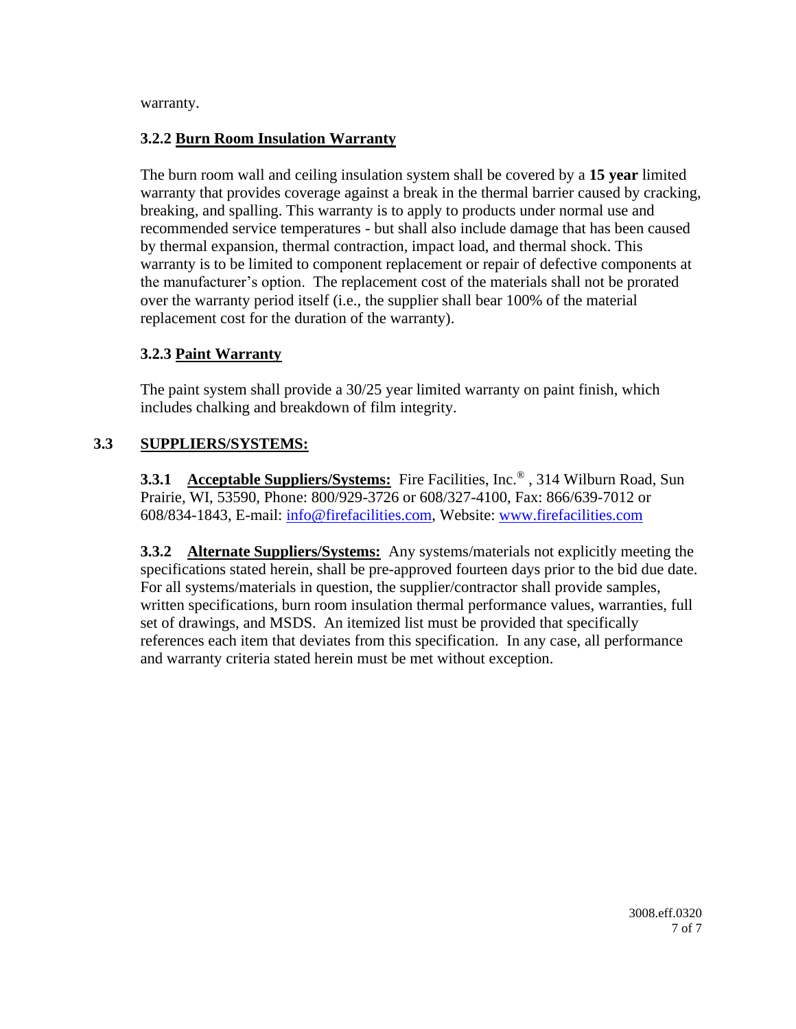warranty.

### 3.2.2 Burn Room Insulation Warranty

The burn room wall and ceiling insulation system shall be covered by a **15 year** limited warranty that provides coverage against a break in the thermal barrier caused by cracking, breaking, and spalling. This warranty is to apply to products under normal use and recommended service temperatures - but shall also include damage that has been caused by thermal expansion, thermal contraction, impact load, and thermal shock. This warranty is to be limited to component replacement or repair of defective components at the manufacturer's option. The replacement cost of the materials shall not be prorated over the warranty period itself (i.e., the supplier shall bear 100% of the material replacement cost for the duration of the warranty).

### 3.2.3 Paint Warranty

The paint system shall provide a 30/25 year limited warranty on paint finish, which includes chalking and breakdown of film integrity.

## 3.3 SUPPLIERS/SYSTEMS:

**3.3.1 Acceptable Suppliers/Systems:** Fire Facilities, Inc.® , 314 Wilburn Road, Sun Prairie, WI, 53590, Phone: 800/929-3726 or 608/327-4100, Fax: 866/639-7012 or 608/834-1843, E-mail: info@firefacilities.com, Website: www.firefacilities.com

**3.3.2 Alternate Suppliers/Systems:** Any systems/materials not explicitly meeting the specifications stated herein, shall be pre-approved fourteen days prior to the bid due date. For all systems/materials in question, the supplier/contractor shall provide samples, written specifications, burn room insulation thermal performance values, warranties, full set of drawings, and MSDS. An itemized list must be provided that specifically references each item that deviates from this specification. In any case, all performance and warranty criteria stated herein must be met without exception.

3008.eff.0320